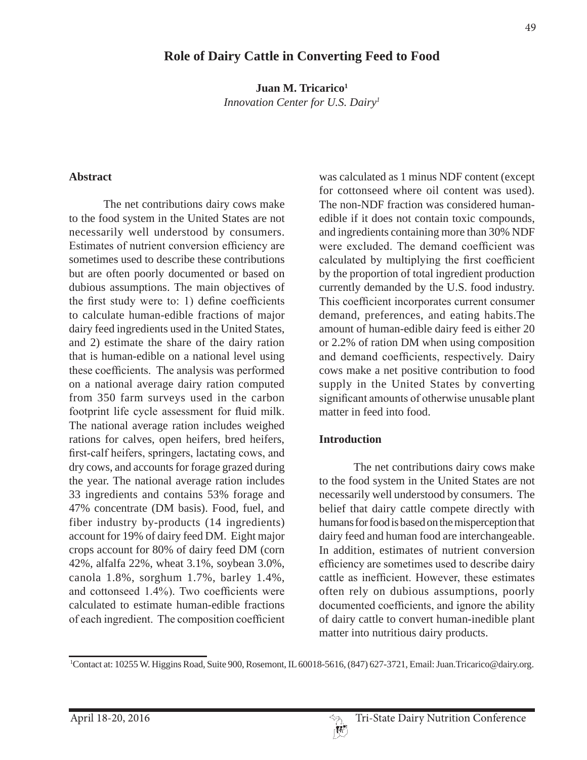# Role of Dairy Cattle in Converting Feed to Food

**Juan M. Tricarico**[1]

*Innovation Center for U.S. Dairy*[1]

## Abstract

The net contributions dairy cows make to the food system in the United States are not necessarily well understood by consumers. Estimates of nutrient conversion efficiency are sometimes used to describe these contributions but are often poorly documented or based on dubious assumptions. The main objectives of the first study were to: 1) define coefficients to calculate human-edible fractions of major dairy feed ingredients used in the United States, and 2) estimate the share of the dairy ration that is human-edible on a national level using these coefficients. The analysis was performed on a national average dairy ration computed from 350 farm surveys used in the carbon footprint life cycle assessment for fluid milk. The national average ration includes weighed rations for calves, open heifers, bred heifers, first-calf heifers, springers, lactating cows, and dry cows, and accounts for forage grazed during the year. The national average ration includes 33 ingredients and contains 53% forage and 47% concentrate (DM basis). Food, fuel, and fiber industry by-products (14 ingredients) account for 19% of dairy feed DM. Eight major crops account for 80% of dairy feed DM (corn 42%, alfalfa 22%, wheat 3.1%, soybean 3.0%, canola 1.8%, sorghum 1.7%, barley 1.4%, and cottonseed 1.4%). Two coefficients were calculated to estimate human-edible fractions of each ingredient. The composition coefficient was calculated as 1 minus NDF content (except for cottonseed where oil content was used). The non-NDF fraction was considered human-edible if it does not contain toxic compounds, and ingredients containing more than 30% NDF were excluded. The demand coefficient was calculated by multiplying the first coefficient by the proportion of total ingredient production currently demanded by the U.S. food industry. This coefficient incorporates current consumer demand, preferences, and eating habits.The amount of human-edible dairy feed is either 20 or 2.2% of ration DM when using composition and demand coefficients, respectively. Dairy cows make a net positive contribution to food supply in the United States by converting significant amounts of otherwise unusable plant matter in feed into food.

## Introduction

The net contributions dairy cows make to the food system in the United States are not necessarily well understood by consumers. The belief that dairy cattle compete directly with humans for food is based on the misperception that dairy feed and human food are interchangeable. In addition, estimates of nutrient conversion efficiency are sometimes used to describe dairy cattle as inefficient. However, these estimates often rely on dubious assumptions, poorly documented coefficients, and ignore the ability of dairy cattle to convert human-inedible plant matter into nutritious dairy products.

[1]Contact at: 10255 W. Higgins Road, Suite 900, Rosemont, IL 60018-5616, (847) 627-3721, Email: Juan.Tricarico@dairy.org.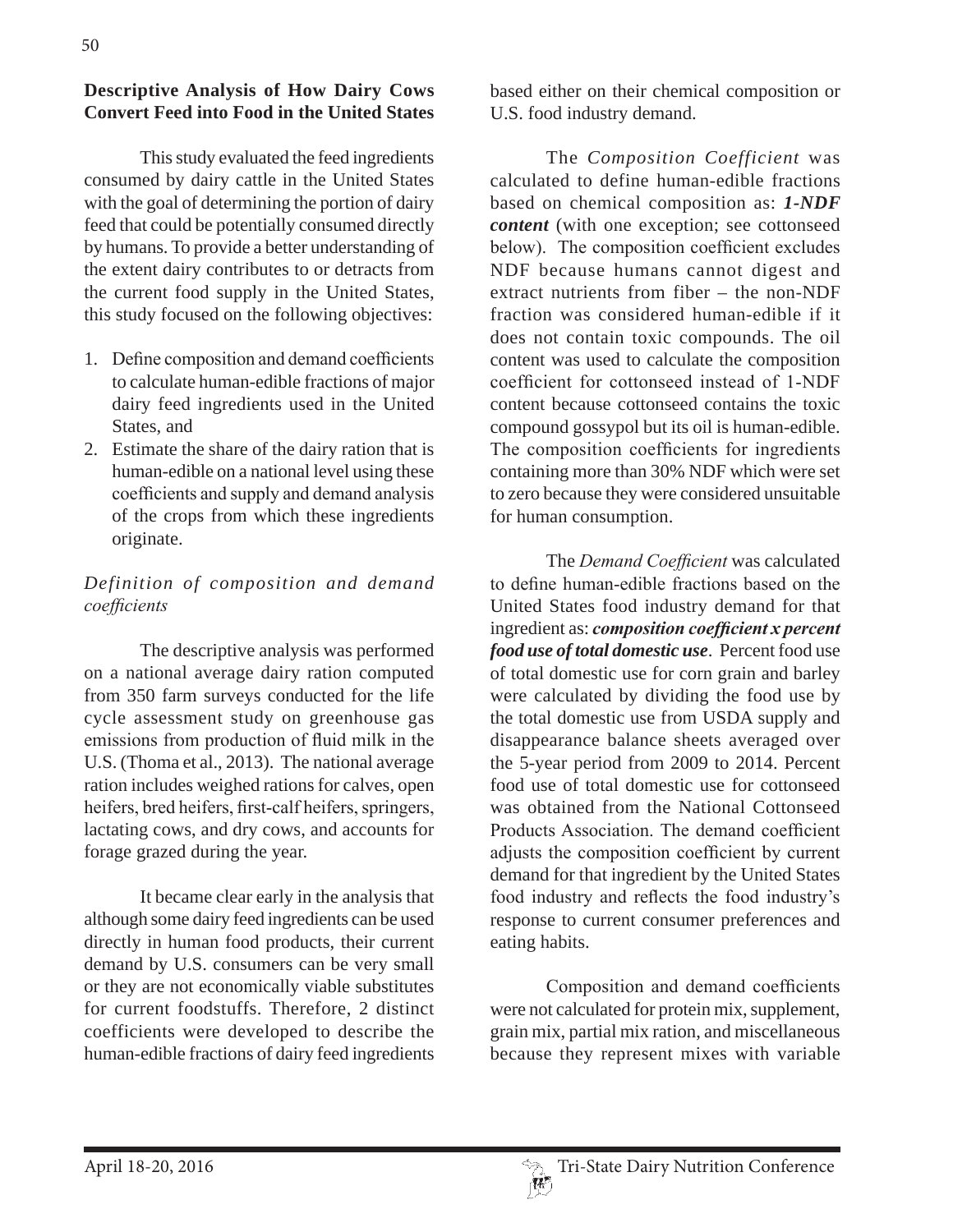## Descriptive Analysis of How Dairy Cows Convert Feed into Food in the United States

This study evaluated the feed ingredients consumed by dairy cattle in the United States with the goal of determining the portion of dairy feed that could be potentially consumed directly by humans. To provide a better understanding of the extent dairy contributes to or detracts from the current food supply in the United States, this study focused on the following objectives:

1. Define composition and demand coefficients to calculate human-edible fractions of major dairy feed ingredients used in the United States, and
2. Estimate the share of the dairy ration that is human-edible on a national level using these coefficients and supply and demand analysis of the crops from which these ingredients originate.

### *Definition of composition and demand coefficients*

The descriptive analysis was performed on a national average dairy ration computed from 350 farm surveys conducted for the life cycle assessment study on greenhouse gas emissions from production of fluid milk in the U.S. (Thoma et al., 2013). The national average ration includes weighed rations for calves, open heifers, bred heifers, first-calf heifers, springers, lactating cows, and dry cows, and accounts for forage grazed during the year.

It became clear early in the analysis that although some dairy feed ingredients can be used directly in human food products, their current demand by U.S. consumers can be very small or they are not economically viable substitutes for current foodstuffs. Therefore, 2 distinct coefficients were developed to describe the human-edible fractions of dairy feed ingredients based either on their chemical composition or U.S. food industry demand.

The *Composition Coefficient* was calculated to define human-edible fractions based on chemical composition as: ***1-NDF content*** (with one exception; see cottonseed below). The composition coefficient excludes NDF because humans cannot digest and extract nutrients from fiber – the non-NDF fraction was considered human-edible if it does not contain toxic compounds. The oil content was used to calculate the composition coefficient for cottonseed instead of 1-NDF content because cottonseed contains the toxic compound gossypol but its oil is human-edible. The composition coefficients for ingredients containing more than 30% NDF which were set to zero because they were considered unsuitable for human consumption.

The *Demand Coefficient* was calculated to define human-edible fractions based on the United States food industry demand for that ingredient as: ***composition coefficient x percent food use of total domestic use***. Percent food use of total domestic use for corn grain and barley were calculated by dividing the food use by the total domestic use from USDA supply and disappearance balance sheets averaged over the 5-year period from 2009 to 2014. Percent food use of total domestic use for cottonseed was obtained from the National Cottonseed Products Association. The demand coefficient adjusts the composition coefficient by current demand for that ingredient by the United States food industry and reflects the food industry's response to current consumer preferences and eating habits.

Composition and demand coefficients were not calculated for protein mix, supplement, grain mix, partial mix ration, and miscellaneous because they represent mixes with variable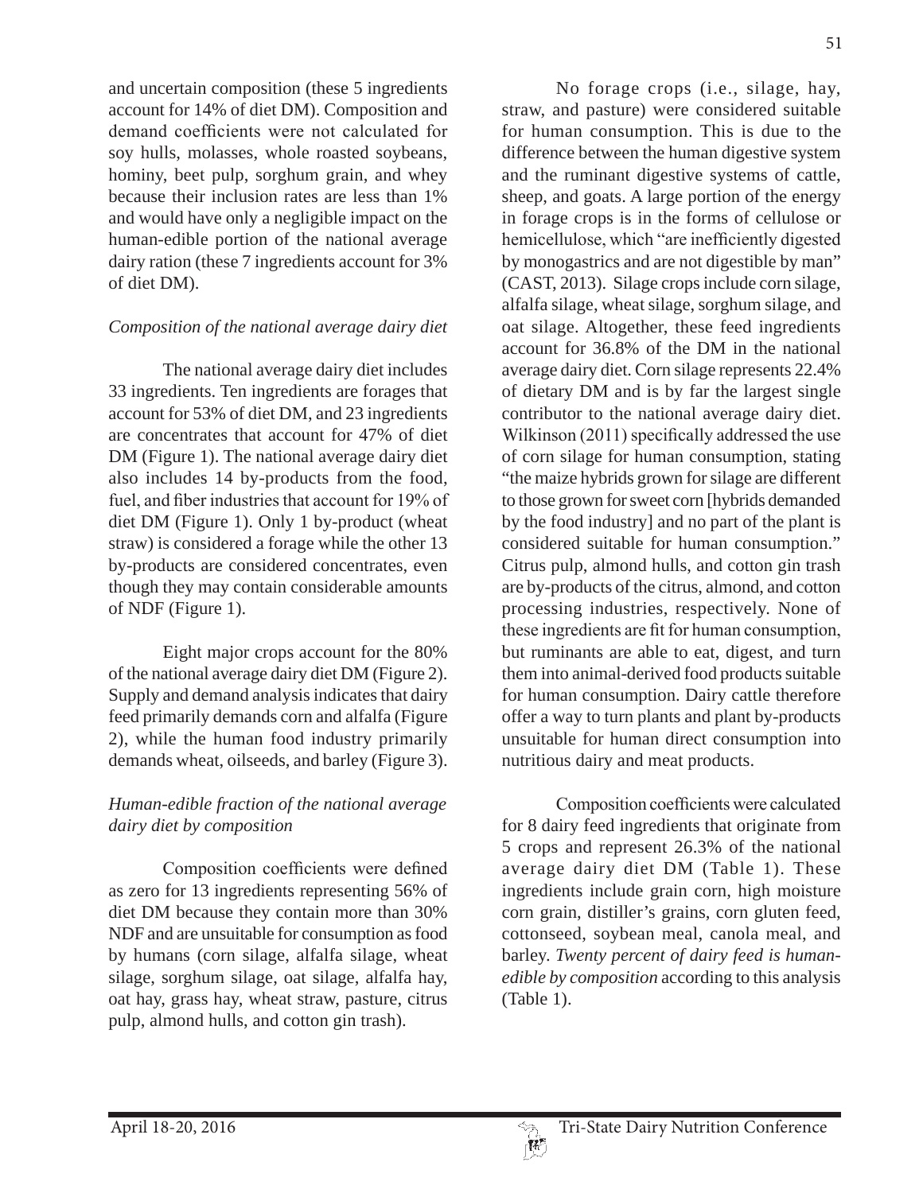and uncertain composition (these 5 ingredients account for 14% of diet DM). Composition and demand coefficients were not calculated for soy hulls, molasses, whole roasted soybeans, hominy, beet pulp, sorghum grain, and whey because their inclusion rates are less than 1% and would have only a negligible impact on the human-edible portion of the national average dairy ration (these 7 ingredients account for 3% of diet DM).

*Composition of the national average dairy diet*

The national average dairy diet includes 33 ingredients. Ten ingredients are forages that account for 53% of diet DM, and 23 ingredients are concentrates that account for 47% of diet DM (Figure 1). The national average dairy diet also includes 14 by-products from the food, fuel, and fiber industries that account for 19% of diet DM (Figure 1). Only 1 by-product (wheat straw) is considered a forage while the other 13 by-products are considered concentrates, even though they may contain considerable amounts of NDF (Figure 1).

Eight major crops account for the 80% of the national average dairy diet DM (Figure 2). Supply and demand analysis indicates that dairy feed primarily demands corn and alfalfa (Figure 2), while the human food industry primarily demands wheat, oilseeds, and barley (Figure 3).

*Human-edible fraction of the national average dairy diet by composition*

Composition coefficients were defined as zero for 13 ingredients representing 56% of diet DM because they contain more than 30% NDF and are unsuitable for consumption as food by humans (corn silage, alfalfa silage, wheat silage, sorghum silage, oat silage, alfalfa hay, oat hay, grass hay, wheat straw, pasture, citrus pulp, almond hulls, and cotton gin trash).

No forage crops (i.e., silage, hay, straw, and pasture) were considered suitable for human consumption. This is due to the difference between the human digestive system and the ruminant digestive systems of cattle, sheep, and goats. A large portion of the energy in forage crops is in the forms of cellulose or hemicellulose, which "are inefficiently digested by monogastrics and are not digestible by man" (CAST, 2013). Silage crops include corn silage, alfalfa silage, wheat silage, sorghum silage, and oat silage. Altogether, these feed ingredients account for 36.8% of the DM in the national average dairy diet. Corn silage represents 22.4% of dietary DM and is by far the largest single contributor to the national average dairy diet. Wilkinson (2011) specifically addressed the use of corn silage for human consumption, stating "the maize hybrids grown for silage are different to those grown for sweet corn [hybrids demanded by the food industry] and no part of the plant is considered suitable for human consumption." Citrus pulp, almond hulls, and cotton gin trash are by-products of the citrus, almond, and cotton processing industries, respectively. None of these ingredients are fit for human consumption, but ruminants are able to eat, digest, and turn them into animal-derived food products suitable for human consumption. Dairy cattle therefore offer a way to turn plants and plant by-products unsuitable for human direct consumption into nutritious dairy and meat products.

Composition coefficients were calculated for 8 dairy feed ingredients that originate from 5 crops and represent 26.3% of the national average dairy diet DM (Table 1). These ingredients include grain corn, high moisture corn grain, distiller's grains, corn gluten feed, cottonseed, soybean meal, canola meal, and barley. *Twenty percent of dairy feed is human-edible by composition* according to this analysis (Table 1).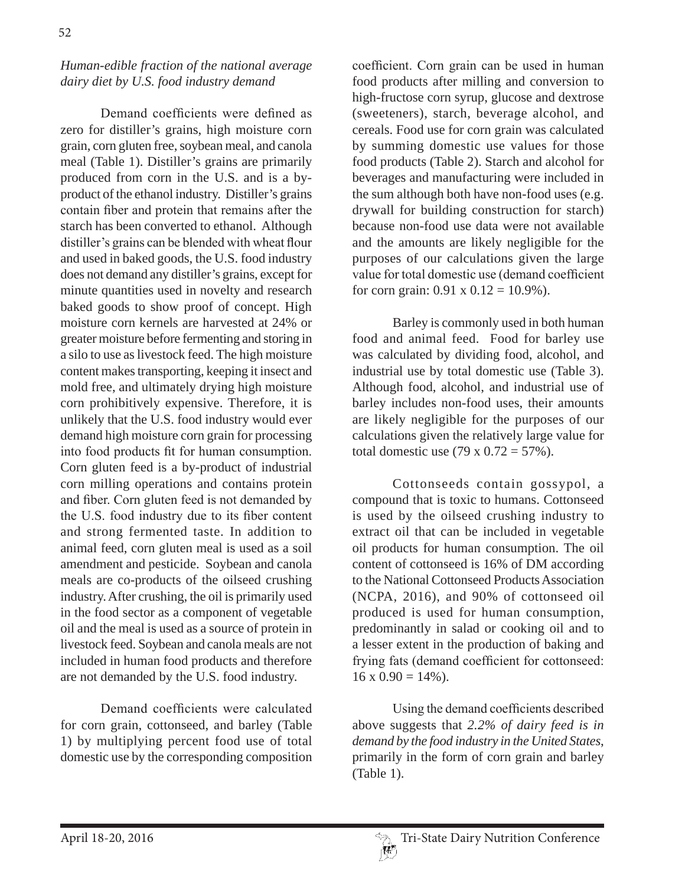*Human-edible fraction of the national average dairy diet by U.S. food industry demand*

Demand coefficients were defined as zero for distiller's grains, high moisture corn grain, corn gluten free, soybean meal, and canola meal (Table 1). Distiller's grains are primarily produced from corn in the U.S. and is a by-product of the ethanol industry. Distiller's grains contain fiber and protein that remains after the starch has been converted to ethanol. Although distiller's grains can be blended with wheat flour and used in baked goods, the U.S. food industry does not demand any distiller's grains, except for minute quantities used in novelty and research baked goods to show proof of concept. High moisture corn kernels are harvested at 24% or greater moisture before fermenting and storing in a silo to use as livestock feed. The high moisture content makes transporting, keeping it insect and mold free, and ultimately drying high moisture corn prohibitively expensive. Therefore, it is unlikely that the U.S. food industry would ever demand high moisture corn grain for processing into food products fit for human consumption. Corn gluten feed is a by-product of industrial corn milling operations and contains protein and fiber. Corn gluten feed is not demanded by the U.S. food industry due to its fiber content and strong fermented taste. In addition to animal feed, corn gluten meal is used as a soil amendment and pesticide. Soybean and canola meals are co-products of the oilseed crushing industry. After crushing, the oil is primarily used in the food sector as a component of vegetable oil and the meal is used as a source of protein in livestock feed. Soybean and canola meals are not included in human food products and therefore are not demanded by the U.S. food industry.

Demand coefficients were calculated for corn grain, cottonseed, and barley (Table 1) by multiplying percent food use of total domestic use by the corresponding composition coefficient. Corn grain can be used in human food products after milling and conversion to high-fructose corn syrup, glucose and dextrose (sweeteners), starch, beverage alcohol, and cereals. Food use for corn grain was calculated by summing domestic use values for those food products (Table 2). Starch and alcohol for beverages and manufacturing were included in the sum although both have non-food uses (e.g. drywall for building construction for starch) because non-food use data were not available and the amounts are likely negligible for the purposes of our calculations given the large value for total domestic use (demand coefficient for corn grain: $0.91 \times 0.12 = 10.9\%$).

Barley is commonly used in both human food and animal feed. Food for barley use was calculated by dividing food, alcohol, and industrial use by total domestic use (Table 3). Although food, alcohol, and industrial use of barley includes non-food uses, their amounts are likely negligible for the purposes of our calculations given the relatively large value for total domestic use ($79 \times 0.72 = 57\%$).

Cottonseeds contain gossypol, a compound that is toxic to humans. Cottonseed is used by the oilseed crushing industry to extract oil that can be included in vegetable oil products for human consumption. The oil content of cottonseed is 16% of DM according to the National Cottonseed Products Association (NCPA, 2016), and 90% of cottonseed oil produced is used for human consumption, predominantly in salad or cooking oil and to a lesser extent in the production of baking and frying fats (demand coefficient for cottonseed: $16 \times 0.90 = 14\%$).

Using the demand coefficients described above suggests that *2.2% of dairy feed is in demand by the food industry in the United States*, primarily in the form of corn grain and barley (Table 1).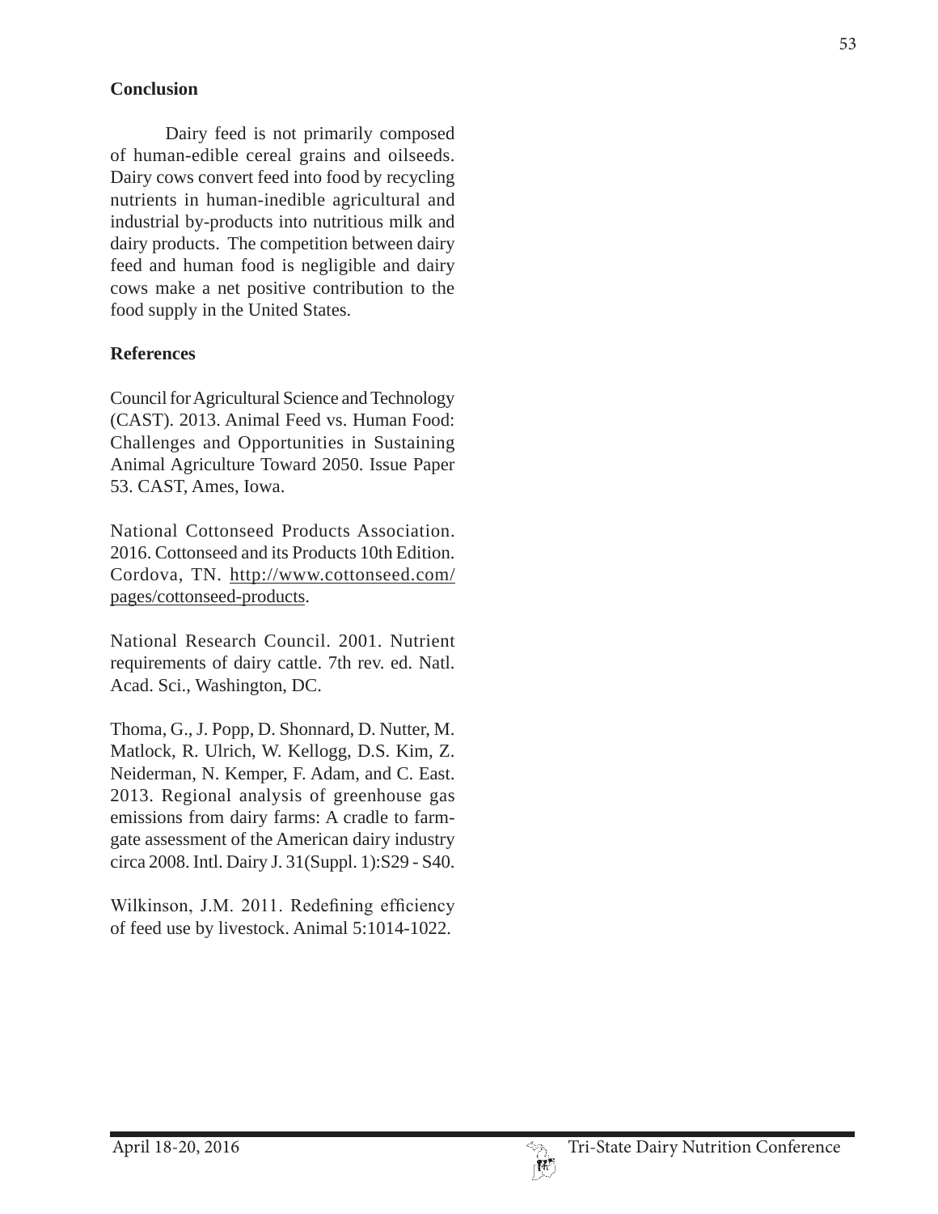## Conclusion

Dairy feed is not primarily composed of human-edible cereal grains and oilseeds. Dairy cows convert feed into food by recycling nutrients in human-inedible agricultural and industrial by-products into nutritious milk and dairy products. The competition between dairy feed and human food is negligible and dairy cows make a net positive contribution to the food supply in the United States.

## References

Council for Agricultural Science and Technology (CAST). 2013. Animal Feed vs. Human Food: Challenges and Opportunities in Sustaining Animal Agriculture Toward 2050. Issue Paper 53. CAST, Ames, Iowa.

National Cottonseed Products Association. 2016. Cottonseed and its Products 10th Edition. Cordova, TN. http://www.cottonseed.com/pages/cottonseed-products.

National Research Council. 2001. Nutrient requirements of dairy cattle. 7th rev. ed. Natl. Acad. Sci., Washington, DC.

Thoma, G., J. Popp, D. Shonnard, D. Nutter, M. Matlock, R. Ulrich, W. Kellogg, D.S. Kim, Z. Neiderman, N. Kemper, F. Adam, and C. East. 2013. Regional analysis of greenhouse gas emissions from dairy farms: A cradle to farm-gate assessment of the American dairy industry circa 2008. Intl. Dairy J. 31(Suppl. 1):S29 - S40.

Wilkinson, J.M. 2011. Redefining efficiency of feed use by livestock. Animal 5:1014-1022.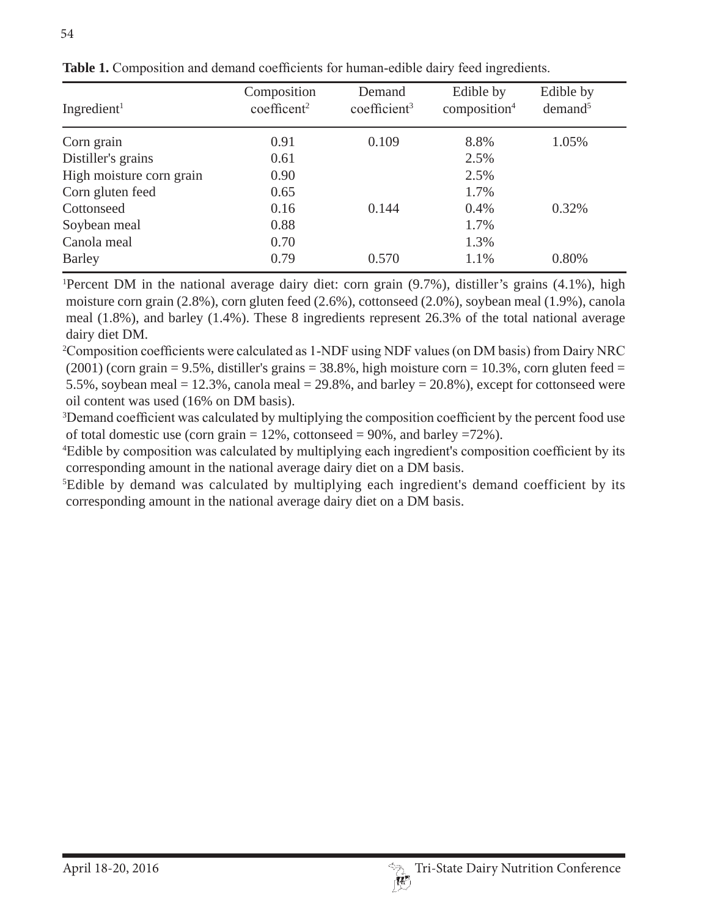**Table 1.** Composition and demand coefficients for human-edible dairy feed ingredients.

| Ingredient[1] | Composition coefficent[2] | Demand coefficient[3] | Edible by composition[4] | Edible by demand[5] |
|---|---|---|---|---|
| Corn grain | 0.91 | 0.109 | 8.8% | 1.05% |
| Distiller's grains | 0.61 | | 2.5% | |
| High moisture corn grain | 0.90 | | 2.5% | |
| Corn gluten feed | 0.65 | | 1.7% | |
| Cottonseed | 0.16 | 0.144 | 0.4% | 0.32% |
| Soybean meal | 0.88 | | 1.7% | |
| Canola meal | 0.70 | | 1.3% | |
| Barley | 0.79 | 0.570 | 1.1% | 0.80% |

[1]Percent DM in the national average dairy diet: corn grain (9.7%), distiller's grains (4.1%), high moisture corn grain (2.8%), corn gluten feed (2.6%), cottonseed (2.0%), soybean meal (1.9%), canola meal (1.8%), and barley (1.4%). These 8 ingredients represent 26.3% of the total national average dairy diet DM.

[2]Composition coefficients were calculated as 1-NDF using NDF values (on DM basis) from Dairy NRC (2001) (corn grain = 9.5%, distiller's grains = 38.8%, high moisture corn = 10.3%, corn gluten feed = 5.5%, soybean meal = 12.3%, canola meal = 29.8%, and barley = 20.8%), except for cottonseed were oil content was used (16% on DM basis).

[3]Demand coefficient was calculated by multiplying the composition coefficient by the percent food use of total domestic use (corn grain = 12%, cottonseed = 90%, and barley =72%).

[4]Edible by composition was calculated by multiplying each ingredient's composition coefficient by its corresponding amount in the national average dairy diet on a DM basis.

[5]Edible by demand was calculated by multiplying each ingredient's demand coefficient by its corresponding amount in the national average dairy diet on a DM basis.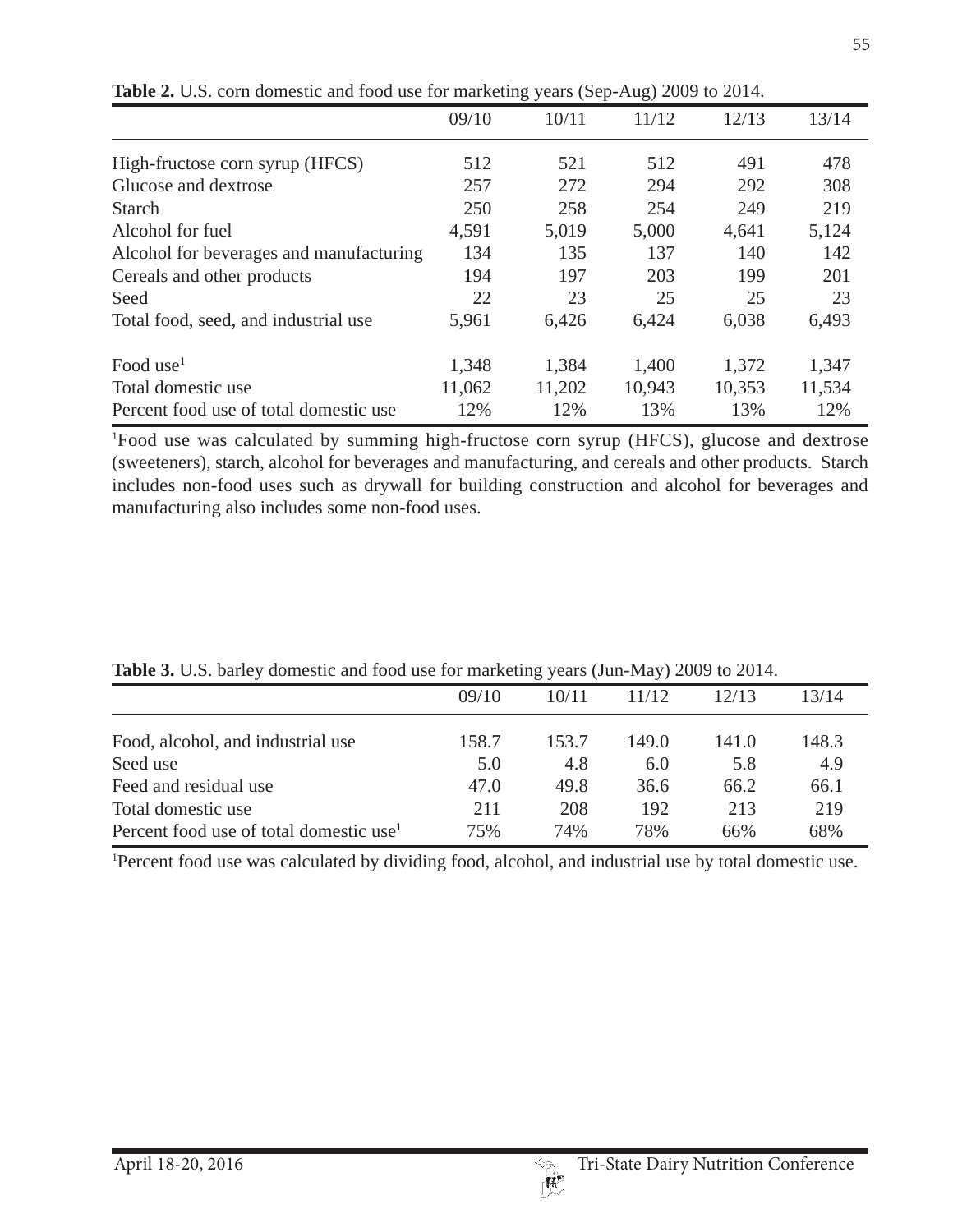**Table 2.** U.S. corn domestic and food use for marketing years (Sep-Aug) 2009 to 2014.

| | 09/10 | 10/11 | 11/12 | 12/13 | 13/14 |
|---|---|---|---|---|---|
| High-fructose corn syrup (HFCS) | 512 | 521 | 512 | 491 | 478 |
| Glucose and dextrose | 257 | 272 | 294 | 292 | 308 |
| Starch | 250 | 258 | 254 | 249 | 219 |
| Alcohol for fuel | 4,591 | 5,019 | 5,000 | 4,641 | 5,124 |
| Alcohol for beverages and manufacturing | 134 | 135 | 137 | 140 | 142 |
| Cereals and other products | 194 | 197 | 203 | 199 | 201 |
| Seed | 22 | 23 | 25 | 25 | 23 |
| Total food, seed, and industrial use | 5,961 | 6,426 | 6,424 | 6,038 | 6,493 |
| Food use[1] | 1,348 | 1,384 | 1,400 | 1,372 | 1,347 |
| Total domestic use | 11,062 | 11,202 | 10,943 | 10,353 | 11,534 |
| Percent food use of total domestic use | 12% | 12% | 13% | 13% | 12% |

[1]Food use was calculated by summing high-fructose corn syrup (HFCS), glucose and dextrose (sweeteners), starch, alcohol for beverages and manufacturing, and cereals and other products. Starch includes non-food uses such as drywall for building construction and alcohol for beverages and manufacturing also includes some non-food uses.

**Table 3.** U.S. barley domestic and food use for marketing years (Jun-May) 2009 to 2014.

| | 09/10 | 10/11 | 11/12 | 12/13 | 13/14 |
|---|---|---|---|---|---|
| Food, alcohol, and industrial use | 158.7 | 153.7 | 149.0 | 141.0 | 148.3 |
| Seed use | 5.0 | 4.8 | 6.0 | 5.8 | 4.9 |
| Feed and residual use | 47.0 | 49.8 | 36.6 | 66.2 | 66.1 |
| Total domestic use | 211 | 208 | 192 | 213 | 219 |
| Percent food use of total domestic use[1] | 75% | 74% | 78% | 66% | 68% |

[1]Percent food use was calculated by dividing food, alcohol, and industrial use by total domestic use.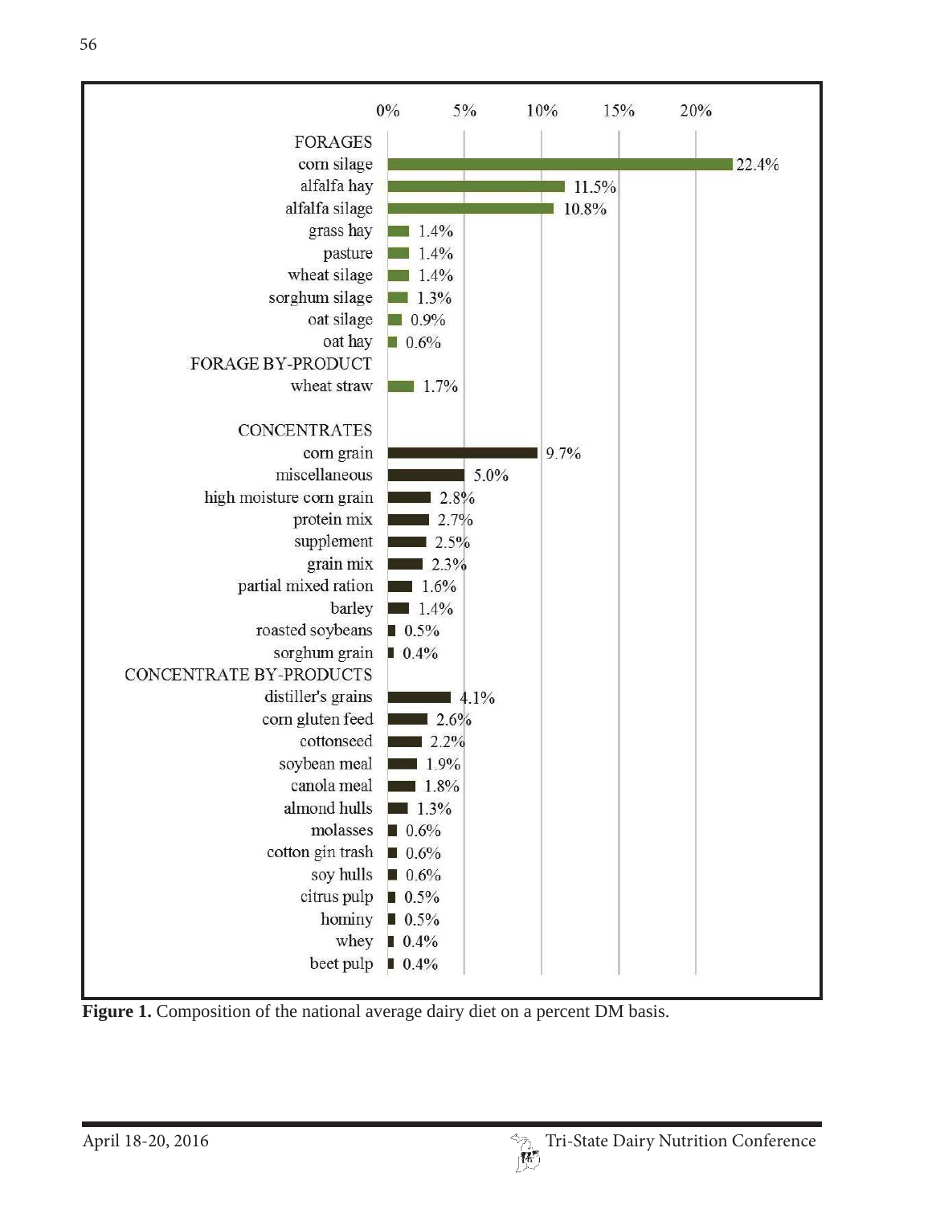| Ingredient | % DM |
|---|---|
| **FORAGES** | |
| corn silage | 22.4% |
| alfalfa hay | 11.5% |
| alfalfa silage | 10.8% |
| grass hay | 1.4% |
| pasture | 1.4% |
| wheat silage | 1.4% |
| sorghum silage | 1.3% |
| oat silage | 0.9% |
| oat hay | 0.6% |
| **FORAGE BY-PRODUCT** | |
| wheat straw | 1.7% |
| **CONCENTRATES** | |
| corn grain | 9.7% |
| miscellaneous | 5.0% |
| high moisture corn grain | 2.8% |
| protein mix | 2.7% |
| supplement | 2.5% |
| grain mix | 2.3% |
| partial mixed ration | 1.6% |
| barley | 1.4% |
| roasted soybeans | 0.5% |
| sorghum grain | 0.4% |
| **CONCENTRATE BY-PRODUCTS** | |
| distiller's grains | 4.1% |
| corn gluten feed | 2.6% |
| cottonseed | 2.2% |
| soybean meal | 1.9% |
| canola meal | 1.8% |
| almond hulls | 1.3% |
| molasses | 0.6% |
| cotton gin trash | 0.6% |
| soy hulls | 0.6% |
| citrus pulp | 0.5% |
| hominy | 0.5% |
| whey | 0.4% |
| beet pulp | 0.4% |

**Figure 1.** Composition of the national average dairy diet on a percent DM basis.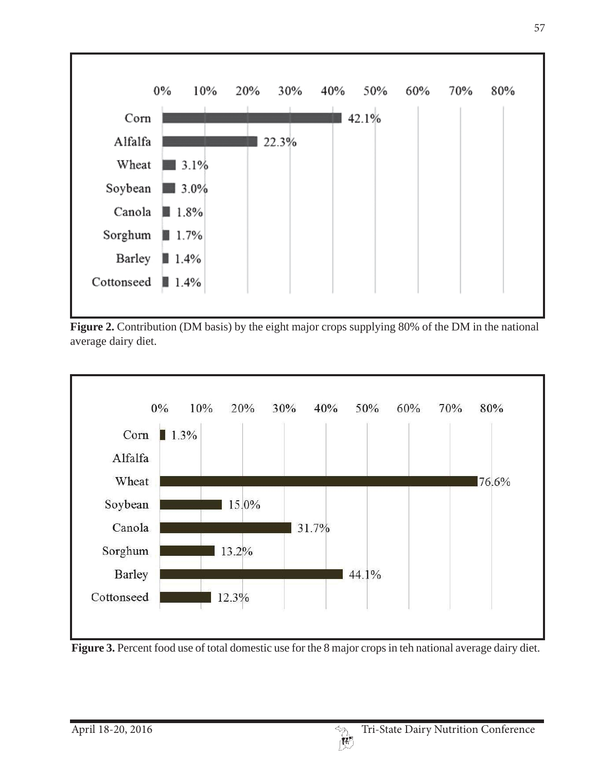0%
10%
20%
30%
40%
50%
60%
70%
80%

Corn 42.1%
Alfalfa 22.3%
Wheat 3.1%
Soybean 3.0%
Canola 1.8%
Sorghum 1.7%
Barley 1.4%
Cottonseed 1.4%

**Figure 2.** Contribution (DM basis) by the eight major crops supplying 80% of the DM in the national average dairy diet.

0%
10%
20%
30%
40%
50%
60%
70%
80%

Corn 1.3%
Alfalfa
Wheat 76.6%
Soybean 15.0%
Canola 31.7%
Sorghum 13.2%
Barley 44.1%
Cottonseed 12.3%

**Figure 3.** Percent food use of total domestic use for the 8 major crops in teh national average dairy diet.